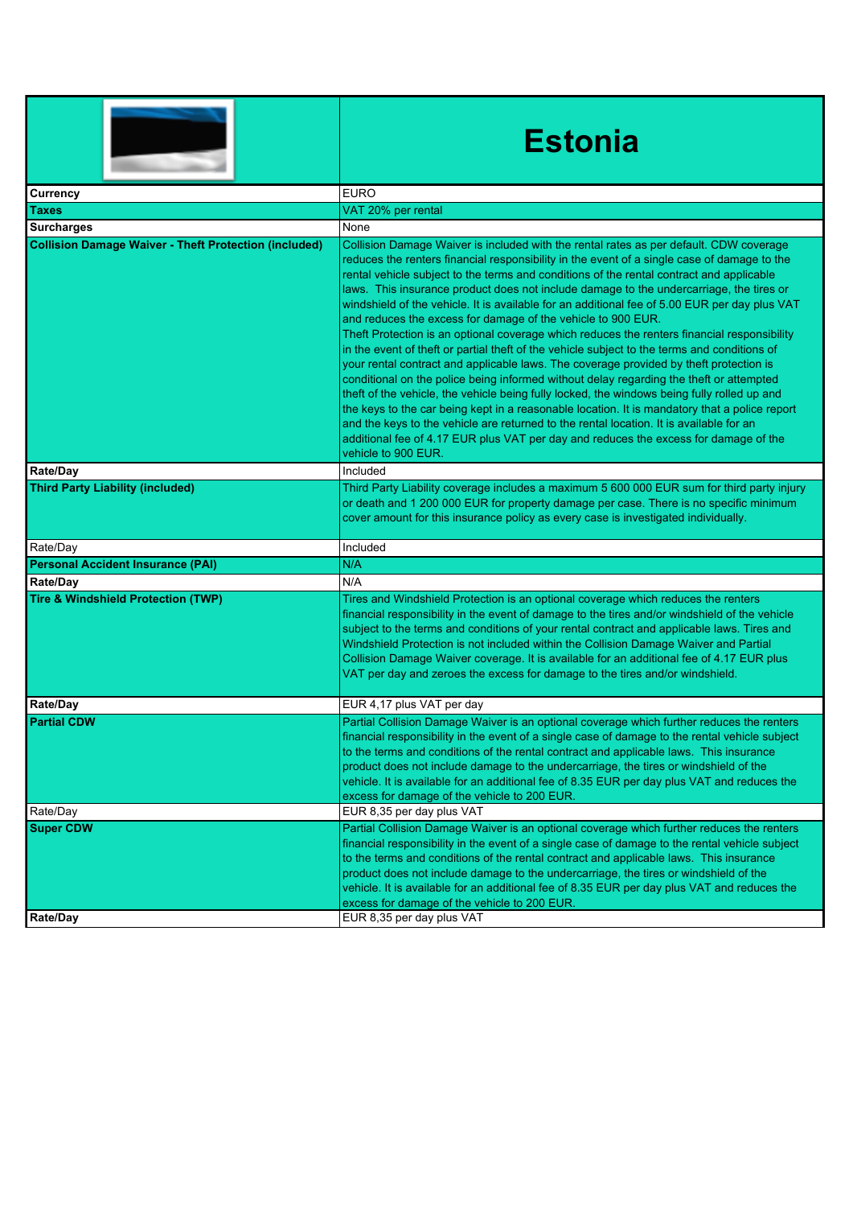| | Estonia |
|---|---|
| **Currency** | EURO |
| **Taxes** | VAT 20% per rental |
| **Surcharges** | None |
| **Collision Damage Waiver - Theft Protection (included)** | Collision Damage Waiver is included with the rental rates as per default. CDW coverage reduces the renters financial responsibility in the event of a single case of damage to the rental vehicle subject to the terms and conditions of the rental contract and applicable laws. This insurance product does not include damage to the undercarriage, the tires or windshield of the vehicle. It is available for an additional fee of 5.00 EUR per day plus VAT and reduces the excess for damage of the vehicle to 900 EUR. Theft Protection is an optional coverage which reduces the renters financial responsibility in the event of theft or partial theft of the vehicle subject to the terms and conditions of your rental contract and applicable laws. The coverage provided by theft protection is conditional on the police being informed without delay regarding the theft or attempted theft of the vehicle, the vehicle being fully locked, the windows being fully rolled up and the keys to the car being kept in a reasonable location. It is mandatory that a police report and the keys to the vehicle are returned to the rental location. It is available for an additional fee of 4.17 EUR plus VAT per day and reduces the excess for damage of the vehicle to 900 EUR. |
| **Rate/Day** | Included |
| **Third Party Liability (included)** | Third Party Liability coverage includes a maximum 5 600 000 EUR sum for third party injury or death and 1 200 000 EUR for property damage per case. There is no specific minimum cover amount for this insurance policy as every case is investigated individually. |
| Rate/Day | Included |
| **Personal Accident Insurance (PAI)** | N/A |
| **Rate/Day** | N/A |
| **Tire & Windshield Protection (TWP)** | Tires and Windshield Protection is an optional coverage which reduces the renters financial responsibility in the event of damage to the tires and/or windshield of the vehicle subject to the terms and conditions of your rental contract and applicable laws. Tires and Windshield Protection is not included within the Collision Damage Waiver and Partial Collision Damage Waiver coverage. It is available for an additional fee of 4.17 EUR plus VAT per day and zeroes the excess for damage to the tires and/or windshield. |
| **Rate/Day** | EUR 4,17 plus VAT per day |
| **Partial CDW** | Partial Collision Damage Waiver is an optional coverage which further reduces the renters financial responsibility in the event of a single case of damage to the rental vehicle subject to the terms and conditions of the rental contract and applicable laws. This insurance product does not include damage to the undercarriage, the tires or windshield of the vehicle. It is available for an additional fee of 8.35 EUR per day plus VAT and reduces the excess for damage of the vehicle to 200 EUR. |
| Rate/Day | EUR 8,35 per day plus VAT |
| **Super CDW** | Partial Collision Damage Waiver is an optional coverage which further reduces the renters financial responsibility in the event of a single case of damage to the rental vehicle subject to the terms and conditions of the rental contract and applicable laws. This insurance product does not include damage to the undercarriage, the tires or windshield of the vehicle. It is available for an additional fee of 8.35 EUR per day plus VAT and reduces the excess for damage of the vehicle to 200 EUR. |
| **Rate/Day** | EUR 8,35 per day plus VAT |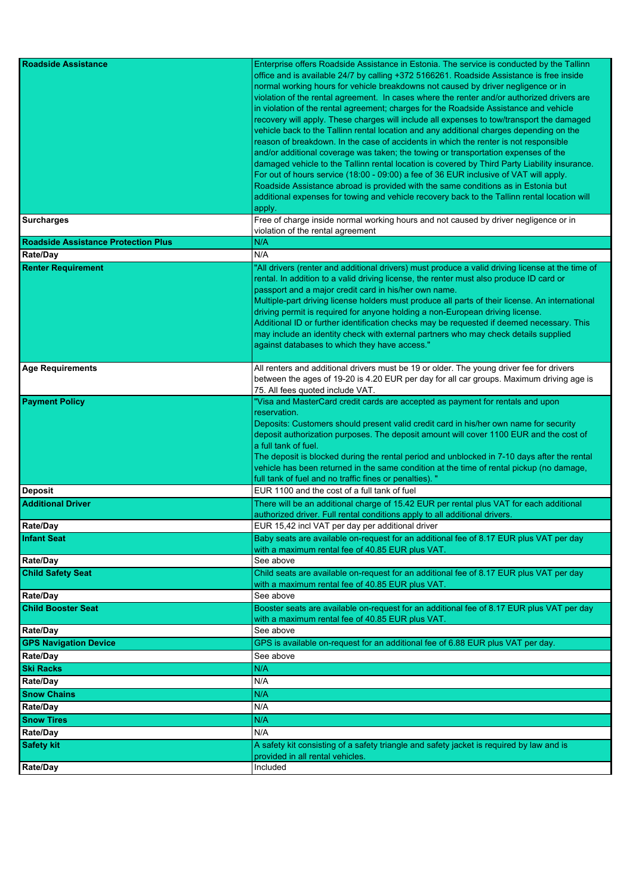| | |
|---|---|
| **Roadside Assistance** | Enterprise offers Roadside Assistance in Estonia. The service is conducted by the Tallinn office and is available 24/7 by calling +372 5166261. Roadside Assistance is free inside normal working hours for vehicle breakdowns not caused by driver negligence or in violation of the rental agreement. In cases where the renter and/or authorized drivers are in violation of the rental agreement; charges for the Roadside Assistance and vehicle recovery will apply. These charges will include all expenses to tow/transport the damaged vehicle back to the Tallinn rental location and any additional charges depending on the reason of breakdown. In the case of accidents in which the renter is not responsible and/or additional coverage was taken; the towing or transportation expenses of the damaged vehicle to the Tallinn rental location is covered by Third Party Liability insurance. For out of hours service (18:00 - 09:00) a fee of 36 EUR inclusive of VAT will apply. Roadside Assistance abroad is provided with the same conditions as in Estonia but additional expenses for towing and vehicle recovery back to the Tallinn rental location will apply. |
| **Surcharges** | Free of charge inside normal working hours and not caused by driver negligence or in violation of the rental agreement |
| **Roadside Assistance Protection Plus** | N/A |
| **Rate/Day** | N/A |
| **Renter Requirement** | "All drivers (renter and additional drivers) must produce a valid driving license at the time of rental. In addition to a valid driving license, the renter must also produce ID card or passport and a major credit card in his/her own name. Multiple-part driving license holders must produce all parts of their license. An international driving permit is required for anyone holding a non-European driving license. Additional ID or further identification checks may be requested if deemed necessary. This may include an identity check with external partners who may check details supplied against databases to which they have access." |
| **Age Requirements** | All renters and additional drivers must be 19 or older. The young driver fee for drivers between the ages of 19-20 is 4.20 EUR per day for all car groups. Maximum driving age is 75. All fees quoted include VAT. |
| **Payment Policy** | "Visa and MasterCard credit cards are accepted as payment for rentals and upon reservation. Deposits: Customers should present valid credit card in his/her own name for security deposit authorization purposes. The deposit amount will cover 1100 EUR and the cost of a full tank of fuel. The deposit is blocked during the rental period and unblocked in 7-10 days after the rental vehicle has been returned in the same condition at the time of rental pickup (no damage, full tank of fuel and no traffic fines or penalties). " |
| **Deposit** | EUR 1100 and the cost of a full tank of fuel |
| **Additional Driver** | There will be an additional charge of 15.42 EUR per rental plus VAT for each additional authorized driver. Full rental conditions apply to all additional drivers. |
| **Rate/Day** | EUR 15,42 incl VAT per day per additional driver |
| **Infant Seat** | Baby seats are available on-request for an additional fee of 8.17 EUR plus VAT per day with a maximum rental fee of 40.85 EUR plus VAT. |
| **Rate/Day** | See above |
| **Child Safety Seat** | Child seats are available on-request for an additional fee of 8.17 EUR plus VAT per day with a maximum rental fee of 40.85 EUR plus VAT. |
| **Rate/Day** | See above |
| **Child Booster Seat** | Booster seats are available on-request for an additional fee of 8.17 EUR plus VAT per day with a maximum rental fee of 40.85 EUR plus VAT. |
| **Rate/Day** | See above |
| **GPS Navigation Device** | GPS is available on-request for an additional fee of 6.88 EUR plus VAT per day. |
| **Rate/Day** | See above |
| **Ski Racks** | N/A |
| **Rate/Day** | N/A |
| **Snow Chains** | N/A |
| **Rate/Day** | N/A |
| **Snow Tires** | N/A |
| **Rate/Day** | N/A |
| **Safety kit** | A safety kit consisting of a safety triangle and safety jacket is required by law and is provided in all rental vehicles. |
| **Rate/Day** | Included |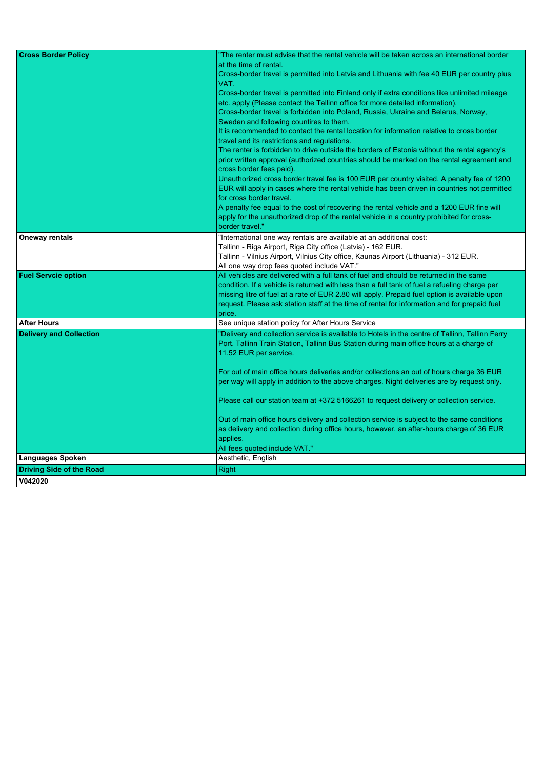| | |
|---|---|
| **Cross Border Policy** | "The renter must advise that the rental vehicle will be taken across an international border at the time of rental.<br>Cross-border travel is permitted into Latvia and Lithuania with fee 40 EUR per country plus VAT.<br>Cross-border travel is permitted into Finland only if extra conditions like unlimited mileage etc. apply (Please contact the Tallinn office for more detailed information).<br>Cross-border travel is forbidden into Poland, Russia, Ukraine and Belarus, Norway, Sweden and following countires to them.<br>It is recommended to contact the rental location for information relative to cross border travel and its restrictions and regulations.<br>The renter is forbidden to drive outside the borders of Estonia without the rental agency's prior written approval (authorized countries should be marked on the rental agreement and cross border fees paid).<br>Unauthorized cross border travel fee is 100 EUR per country visited. A penalty fee of 1200 EUR will apply in cases where the rental vehicle has been driven in countries not permitted for cross border travel.<br>A penalty fee equal to the cost of recovering the rental vehicle and a 1200 EUR fine will apply for the unauthorized drop of the rental vehicle in a country prohibited for cross-border travel." |
| **Oneway rentals** | "International one way rentals are available at an additional cost:<br>Tallinn - Riga Airport, Riga City office (Latvia) - 162 EUR.<br>Tallinn - Vilnius Airport, Vilnius City office, Kaunas Airport (Lithuania) - 312 EUR.<br>All one way drop fees quoted include VAT." |
| **Fuel Servcie option** | All vehicles are delivered with a full tank of fuel and should be returned in the same condition. If a vehicle is returned with less than a full tank of fuel a refueling charge per missing litre of fuel at a rate of EUR 2.80 will apply. Prepaid fuel option is available upon request. Please ask station staff at the time of rental for information and for prepaid fuel price. |
| **After Hours** | See unique station policy for After Hours Service |
| **Delivery and Collection** | "Delivery and collection service is available to Hotels in the centre of Tallinn, Tallinn Ferry Port, Tallinn Train Station, Tallinn Bus Station during main office hours at a charge of 11.52 EUR per service.<br><br>For out of main office hours deliveries and/or collections an out of hours charge 36 EUR per way will apply in addition to the above charges. Night deliveries are by request only.<br><br>Please call our station team at +372 5166261 to request delivery or collection service.<br><br>Out of main office hours delivery and collection service is subject to the same conditions as delivery and collection during office hours, however, an after-hours charge of 36 EUR applies.<br>All fees quoted include VAT." |
| **Languages Spoken** | Aesthetic, English |
| **Driving Side of the Road** | Right |

**V042020**